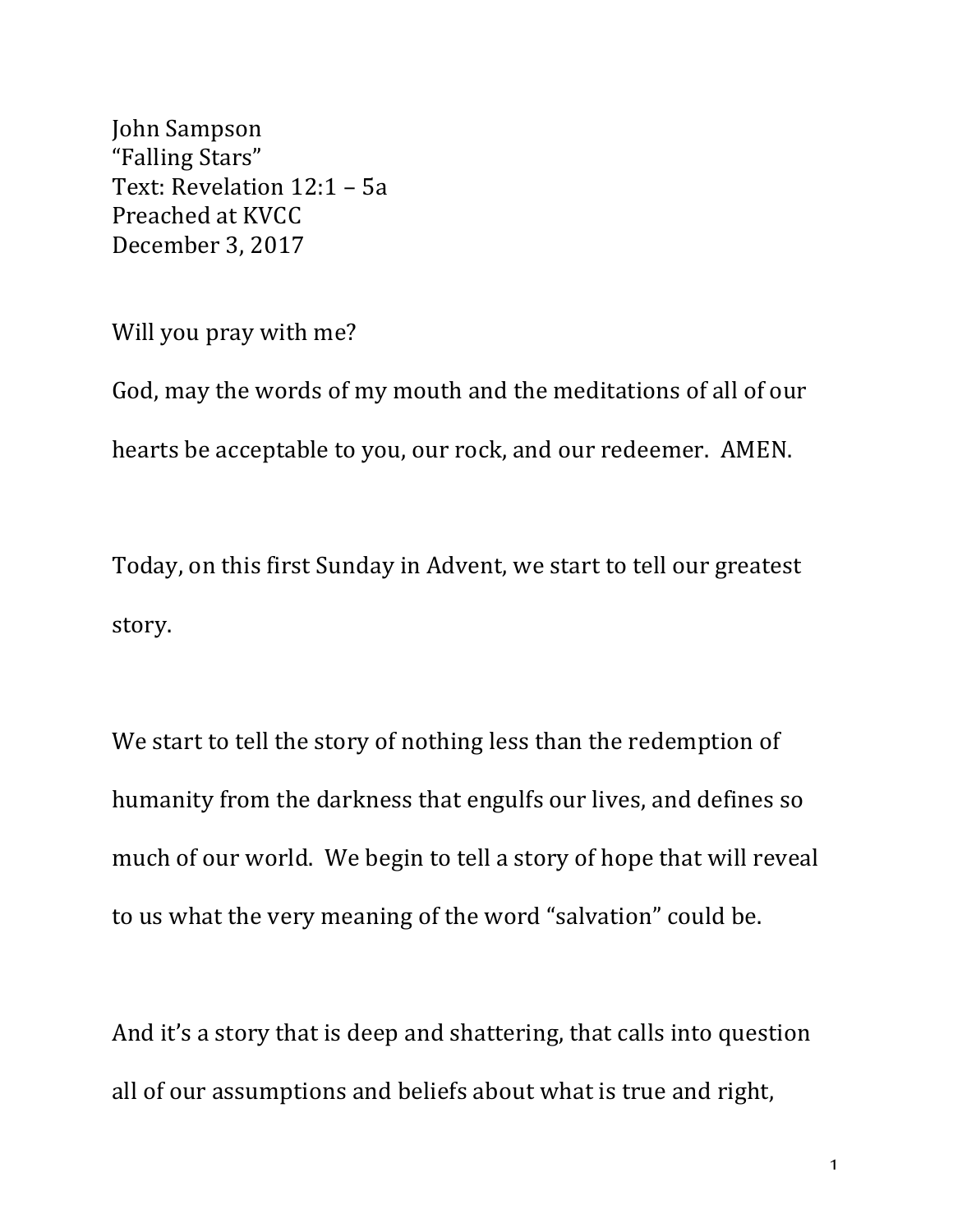John Sampson
"Falling Stars"
Text: Revelation 12:1 – 5a
Preached at KVCC
December 3, 2017

Will you pray with me?

God, may the words of my mouth and the meditations of all of our hearts be acceptable to you, our rock, and our redeemer. AMEN.

Today, on this first Sunday in Advent, we start to tell our greatest story.

We start to tell the story of nothing less than the redemption of humanity from the darkness that engulfs our lives, and defines so much of our world. We begin to tell a story of hope that will reveal to us what the very meaning of the word "salvation" could be.

And it's a story that is deep and shattering, that calls into question all of our assumptions and beliefs about what is true and right,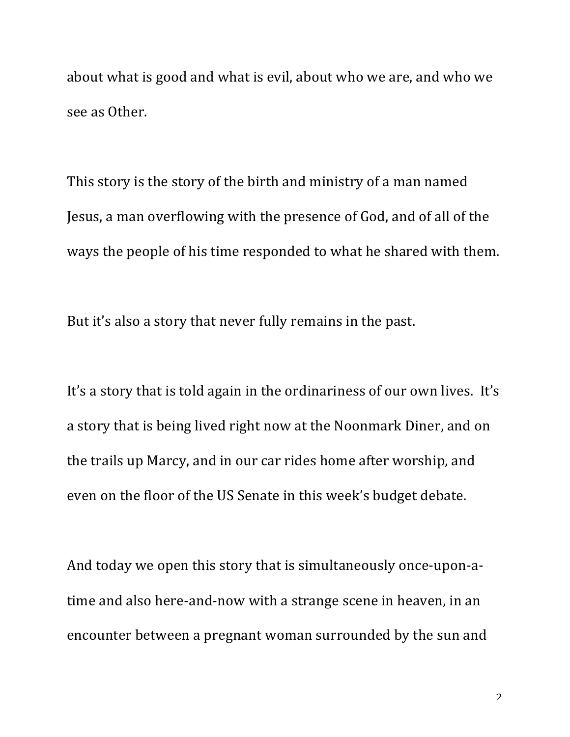about what is good and what is evil, about who we are, and who we see as Other.

This story is the story of the birth and ministry of a man named Jesus, a man overflowing with the presence of God, and of all of the ways the people of his time responded to what he shared with them.

But it's also a story that never fully remains in the past.

It's a story that is told again in the ordinariness of our own lives. It's a story that is being lived right now at the Noonmark Diner, and on the trails up Marcy, and in our car rides home after worship, and even on the floor of the US Senate in this week's budget debate.

And today we open this story that is simultaneously once-upon-a-time and also here-and-now with a strange scene in heaven, in an encounter between a pregnant woman surrounded by the sun and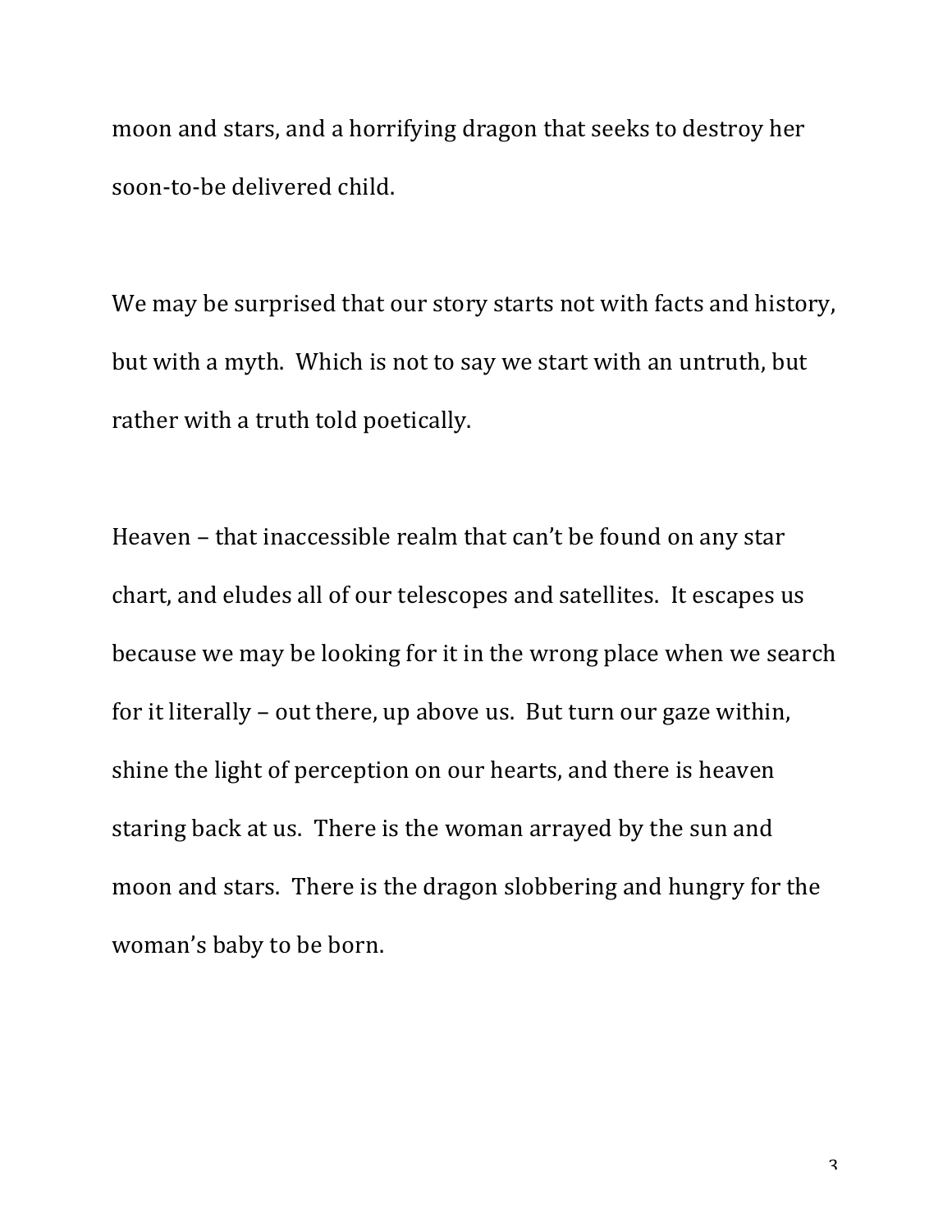moon and stars, and a horrifying dragon that seeks to destroy her soon-to-be delivered child.

We may be surprised that our story starts not with facts and history, but with a myth. Which is not to say we start with an untruth, but rather with a truth told poetically.

Heaven – that inaccessible realm that can't be found on any star chart, and eludes all of our telescopes and satellites. It escapes us because we may be looking for it in the wrong place when we search for it literally – out there, up above us. But turn our gaze within, shine the light of perception on our hearts, and there is heaven staring back at us. There is the woman arrayed by the sun and moon and stars. There is the dragon slobbering and hungry for the woman's baby to be born.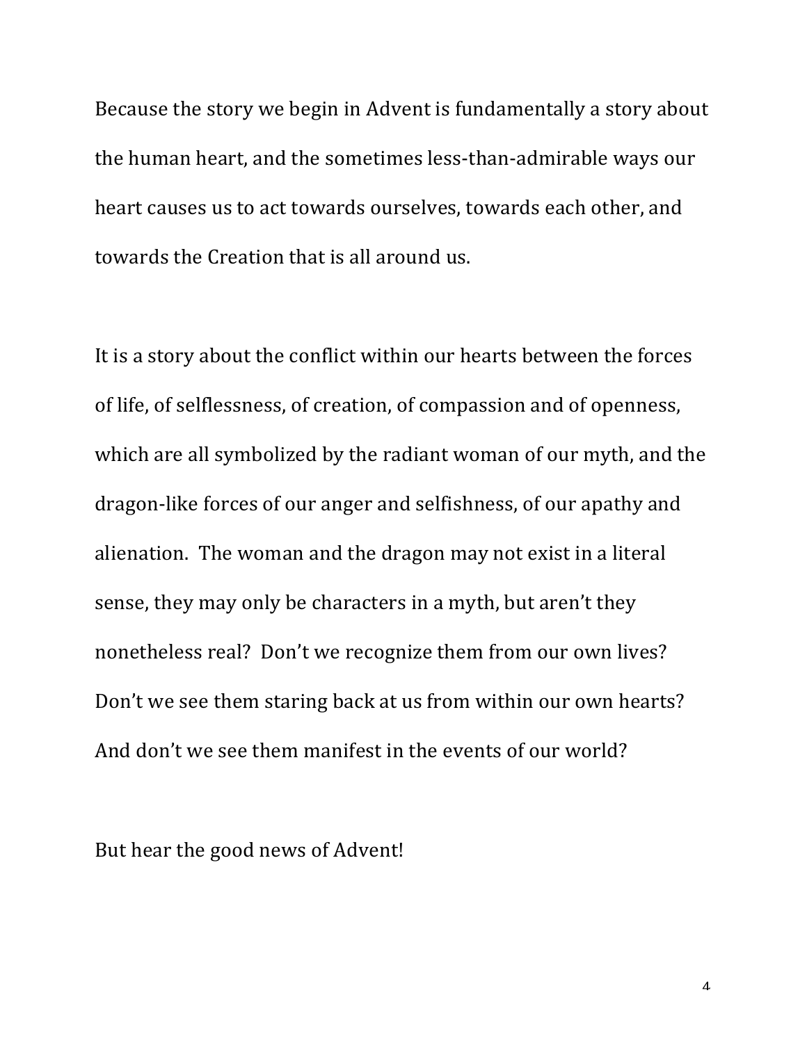Because the story we begin in Advent is fundamentally a story about the human heart, and the sometimes less-than-admirable ways our heart causes us to act towards ourselves, towards each other, and towards the Creation that is all around us.

It is a story about the conflict within our hearts between the forces of life, of selflessness, of creation, of compassion and of openness, which are all symbolized by the radiant woman of our myth, and the dragon-like forces of our anger and selfishness, of our apathy and alienation. The woman and the dragon may not exist in a literal sense, they may only be characters in a myth, but aren't they nonetheless real? Don't we recognize them from our own lives? Don't we see them staring back at us from within our own hearts? And don't we see them manifest in the events of our world?

But hear the good news of Advent!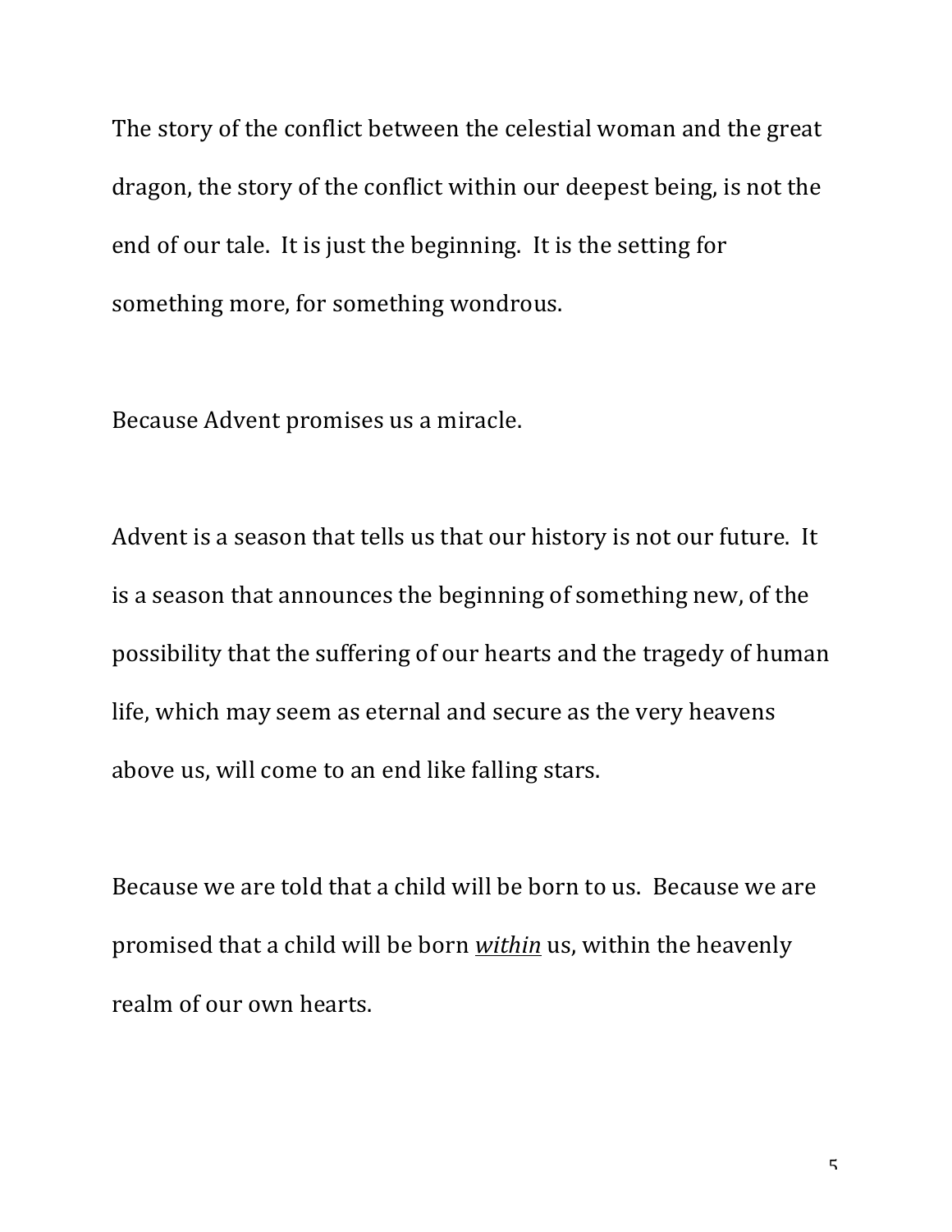The story of the conflict between the celestial woman and the great dragon, the story of the conflict within our deepest being, is not the end of our tale. It is just the beginning. It is the setting for something more, for something wondrous.

Because Advent promises us a miracle.

Advent is a season that tells us that our history is not our future. It is a season that announces the beginning of something new, of the possibility that the suffering of our hearts and the tragedy of human life, which may seem as eternal and secure as the very heavens above us, will come to an end like falling stars.

Because we are told that a child will be born to us. Because we are promised that a child will be born <u>*within*</u> us, within the heavenly realm of our own hearts.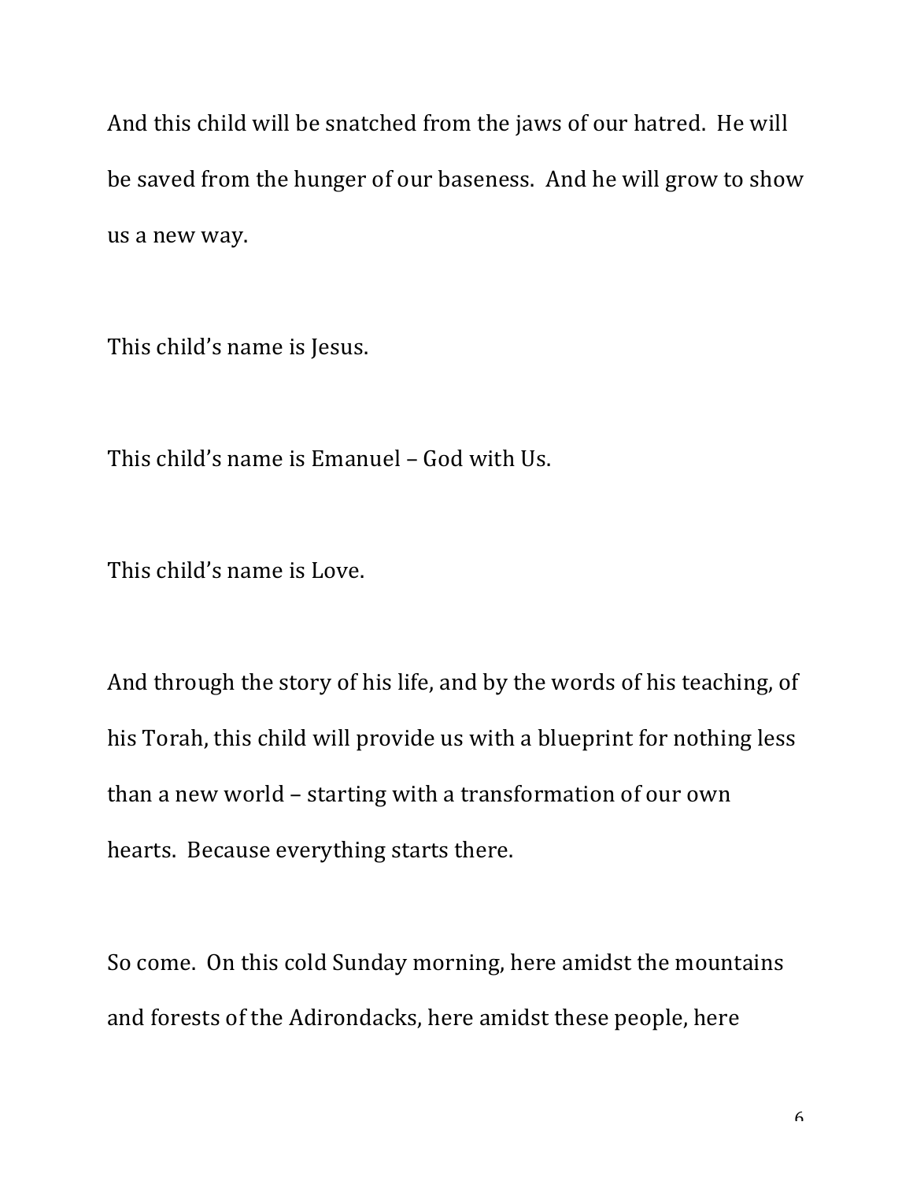And this child will be snatched from the jaws of our hatred. He will be saved from the hunger of our baseness. And he will grow to show us a new way.

This child's name is Jesus.

This child's name is Emanuel – God with Us.

This child's name is Love.

And through the story of his life, and by the words of his teaching, of his Torah, this child will provide us with a blueprint for nothing less than a new world – starting with a transformation of our own hearts. Because everything starts there.

So come. On this cold Sunday morning, here amidst the mountains and forests of the Adirondacks, here amidst these people, here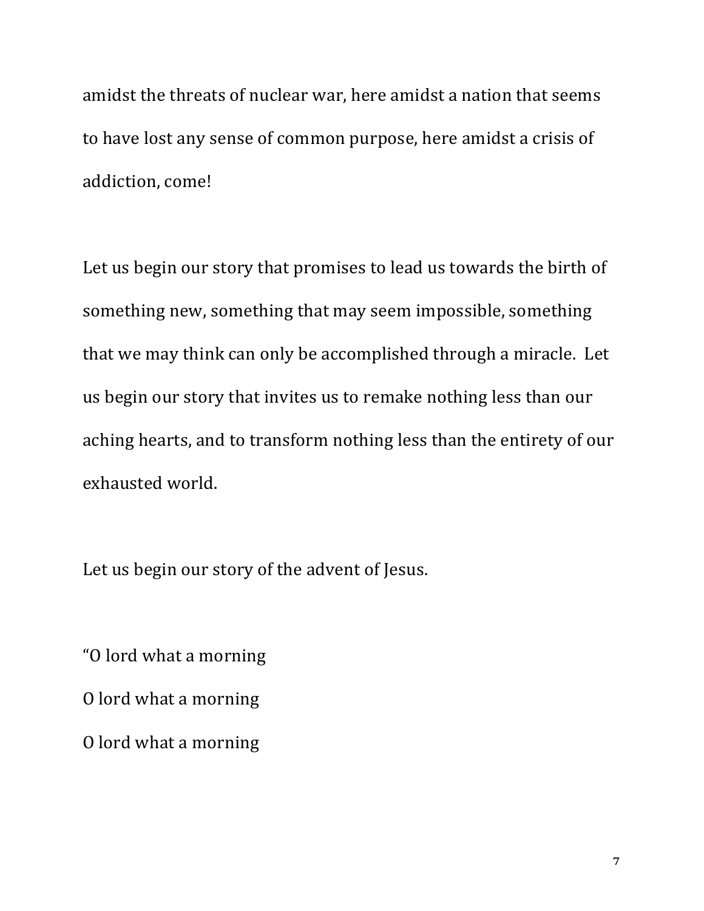amidst the threats of nuclear war, here amidst a nation that seems to have lost any sense of common purpose, here amidst a crisis of addiction, come!

Let us begin our story that promises to lead us towards the birth of something new, something that may seem impossible, something that we may think can only be accomplished through a miracle. Let us begin our story that invites us to remake nothing less than our aching hearts, and to transform nothing less than the entirety of our exhausted world.

Let us begin our story of the advent of Jesus.

"O lord what a morning

O lord what a morning

O lord what a morning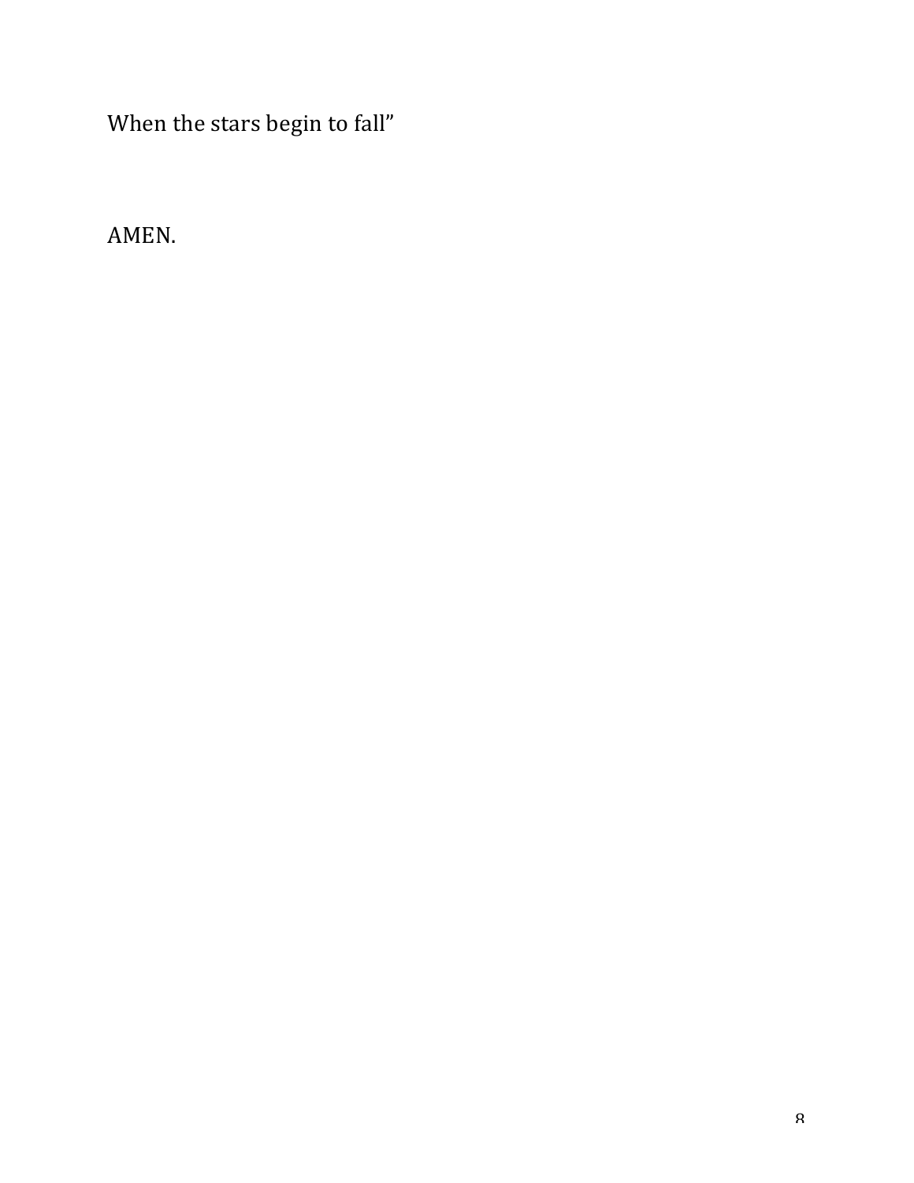When the stars begin to fall”

AMEN.